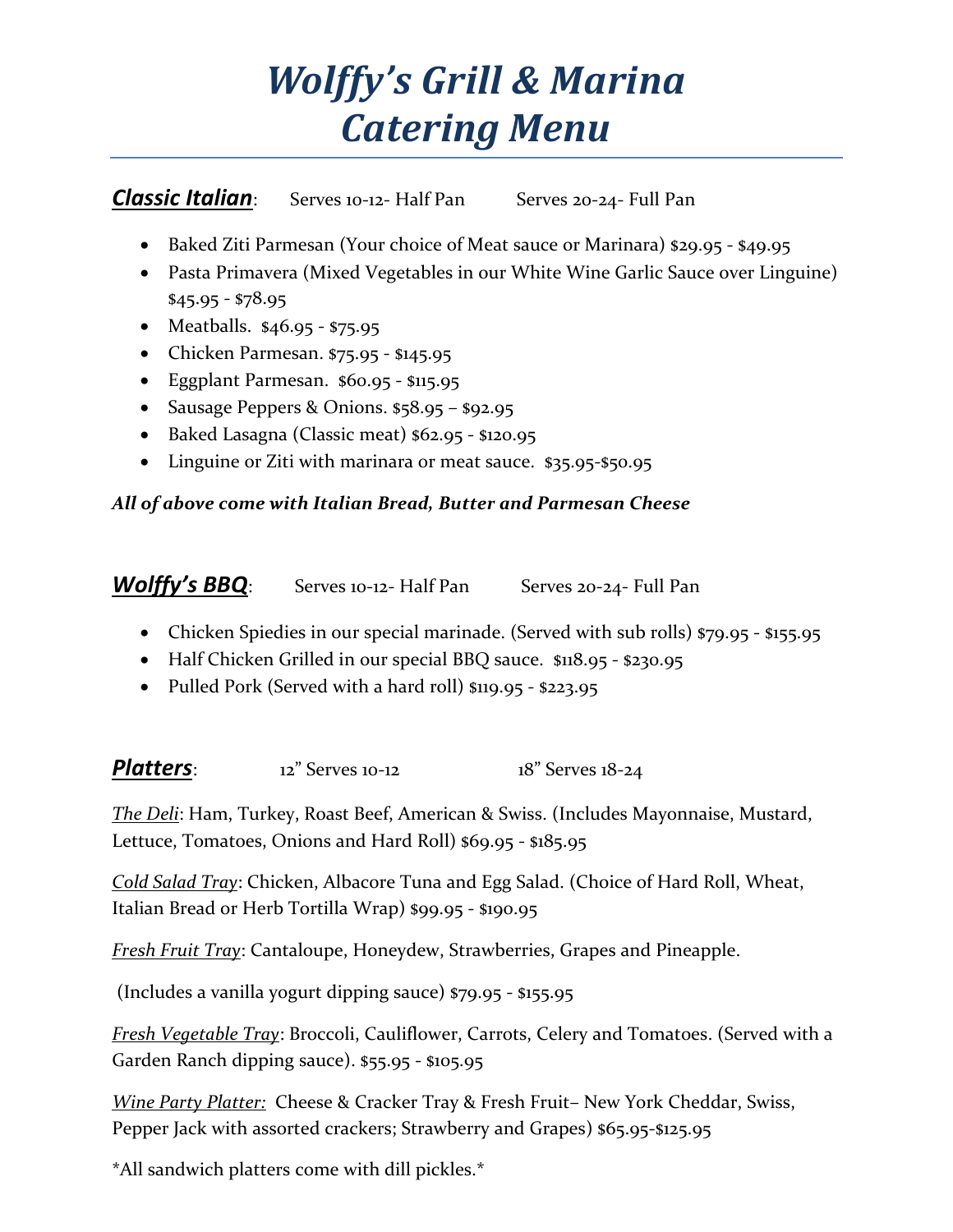# *Wolffy's Grill & Marina Catering Menu*

***Classic Italian***: Serves 10-12- Half Pan Serves 20-24- Full Pan

- Baked Ziti Parmesan (Your choice of Meat sauce or Marinara) $29.95 - $49.95
- Pasta Primavera (Mixed Vegetables in our White Wine Garlic Sauce over Linguine) $45.95 - $78.95
- Meatballs. $46.95 - $75.95
- Chicken Parmesan. $75.95 - $145.95
- Eggplant Parmesan. $60.95 - $115.95
- Sausage Peppers & Onions. $58.95 – $92.95
- Baked Lasagna (Classic meat) $62.95 - $120.95
- Linguine or Ziti with marinara or meat sauce. $35.95-$50.95

***All of above come with Italian Bread, Butter and Parmesan Cheese***

***Wolffy's BBQ***: Serves 10-12- Half Pan Serves 20-24- Full Pan

- Chicken Spiedies in our special marinade. (Served with sub rolls) $79.95 - $155.95
- Half Chicken Grilled in our special BBQ sauce. $118.95 - $230.95
- Pulled Pork (Served with a hard roll) $119.95 - $223.95

***Platters***: 12" Serves 10-12 18" Serves 18-24

*The Deli*: Ham, Turkey, Roast Beef, American & Swiss. (Includes Mayonnaise, Mustard, Lettuce, Tomatoes, Onions and Hard Roll) $69.95 - $185.95

*Cold Salad Tray*: Chicken, Albacore Tuna and Egg Salad. (Choice of Hard Roll, Wheat, Italian Bread or Herb Tortilla Wrap) $99.95 - $190.95

*Fresh Fruit Tray*: Cantaloupe, Honeydew, Strawberries, Grapes and Pineapple.

(Includes a vanilla yogurt dipping sauce) $79.95 - $155.95

*Fresh Vegetable Tray*: Broccoli, Cauliflower, Carrots, Celery and Tomatoes. (Served with a Garden Ranch dipping sauce). $55.95 - $105.95

*Wine Party Platter:* Cheese & Cracker Tray & Fresh Fruit– New York Cheddar, Swiss, Pepper Jack with assorted crackers; Strawberry and Grapes) $65.95-$125.95

*All sandwich platters come with dill pickles.*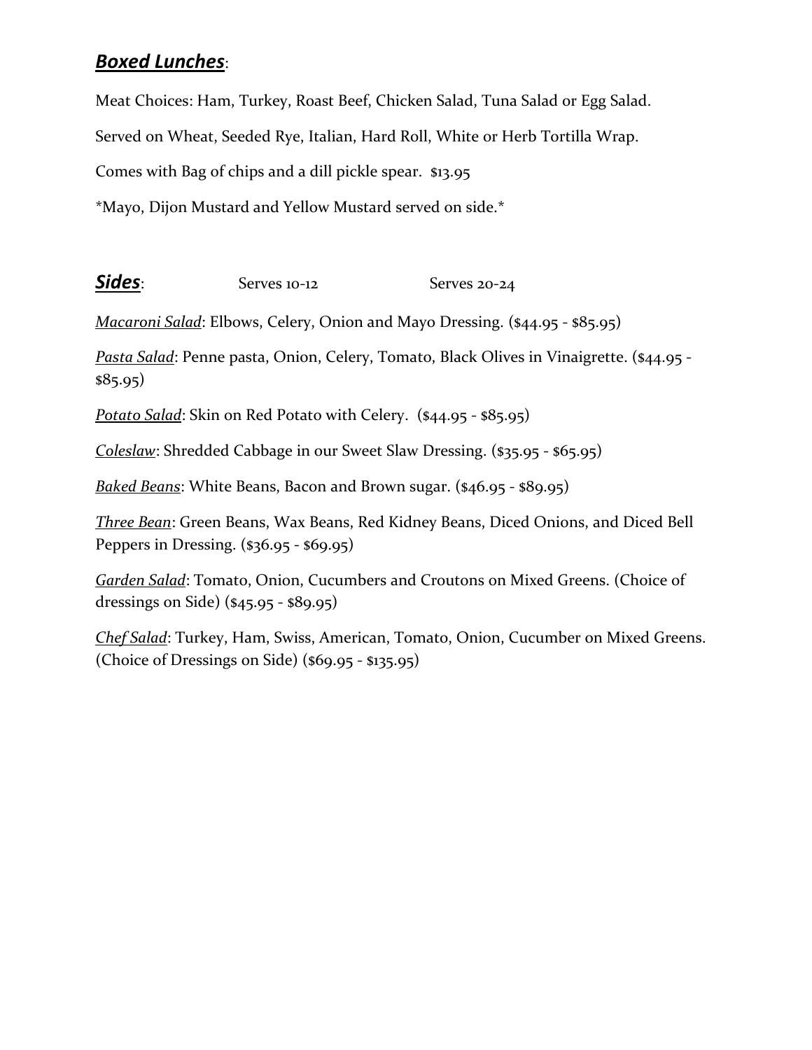## ***Boxed Lunches***:

Meat Choices: Ham, Turkey, Roast Beef, Chicken Salad, Tuna Salad or Egg Salad.

Served on Wheat, Seeded Rye, Italian, Hard Roll, White or Herb Tortilla Wrap.

Comes with Bag of chips and a dill pickle spear. $13.95

*Mayo, Dijon Mustard and Yellow Mustard served on side.*

## ***Sides***: Serves 10-12 Serves 20-24

*Macaroni Salad*: Elbows, Celery, Onion and Mayo Dressing. ($44.95 - $85.95)

*Pasta Salad*: Penne pasta, Onion, Celery, Tomato, Black Olives in Vinaigrette. ($44.95 - $85.95)

*Potato Salad*: Skin on Red Potato with Celery. ($44.95 - $85.95)

*Coleslaw*: Shredded Cabbage in our Sweet Slaw Dressing. ($35.95 - $65.95)

*Baked Beans*: White Beans, Bacon and Brown sugar. ($46.95 - $89.95)

*Three Bean*: Green Beans, Wax Beans, Red Kidney Beans, Diced Onions, and Diced Bell Peppers in Dressing. ($36.95 - $69.95)

*Garden Salad*: Tomato, Onion, Cucumbers and Croutons on Mixed Greens. (Choice of dressings on Side) ($45.95 - $89.95)

*Chef Salad*: Turkey, Ham, Swiss, American, Tomato, Onion, Cucumber on Mixed Greens. (Choice of Dressings on Side) ($69.95 - $135.95)